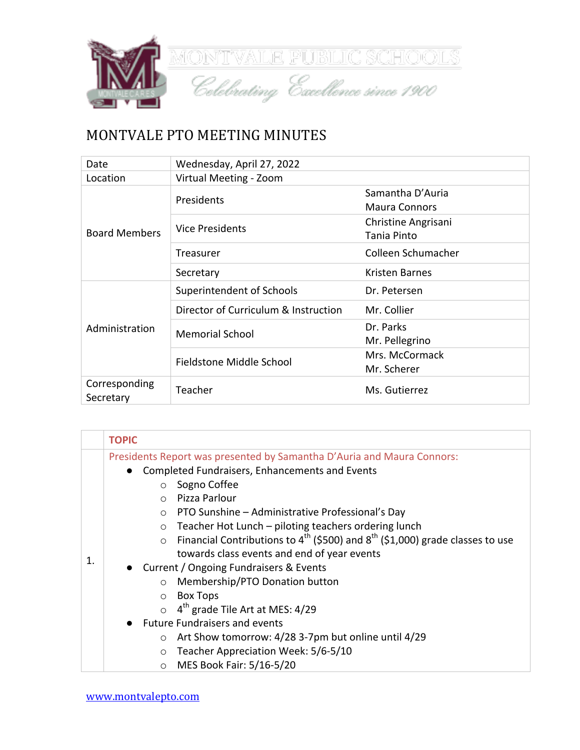MONTVALE PUBLIC SCHOOLS

*Celebrating Excellence since 1900*

# MONTVALE PTO MEETING MINUTES

| | | |
|---|---|---|
| Date | Wednesday, April 27, 2022 | |
| Location | Virtual Meeting - Zoom | |
| Board Members | Presidents | Samantha D'Auria<br>Maura Connors |
| | Vice Presidents | Christine Angrisani<br>Tania Pinto |
| | Treasurer | Colleen Schumacher |
| | Secretary | Kristen Barnes |
| Administration | Superintendent of Schools | Dr. Petersen |
| | Director of Curriculum & Instruction | Mr. Collier |
| | Memorial School | Dr. Parks<br>Mr. Pellegrino |
| | Fieldstone Middle School | Mrs. McCormack<br>Mr. Scherer |
| Corresponding Secretary | Teacher | Ms. Gutierrez |

| | TOPIC |
|---|---|
| 1. | Presidents Report was presented by Samantha D'Auria and Maura Connors:<br>● Completed Fundraisers, Enhancements and Events<br>○ Sogno Coffee<br>○ Pizza Parlour<br>○ PTO Sunshine – Administrative Professional's Day<br>○ Teacher Hot Lunch – piloting teachers ordering lunch<br>○ Financial Contributions to 4th ($500) and 8th ($1,000) grade classes to use towards class events and end of year events<br>● Current / Ongoing Fundraisers & Events<br>○ Membership/PTO Donation button<br>○ Box Tops<br>○ 4th grade Tile Art at MES: 4/29<br>● Future Fundraisers and events<br>○ Art Show tomorrow: 4/28 3-7pm but online until 4/29<br>○ Teacher Appreciation Week: 5/6-5/10<br>○ MES Book Fair: 5/16-5/20 |

www.montvalepto.com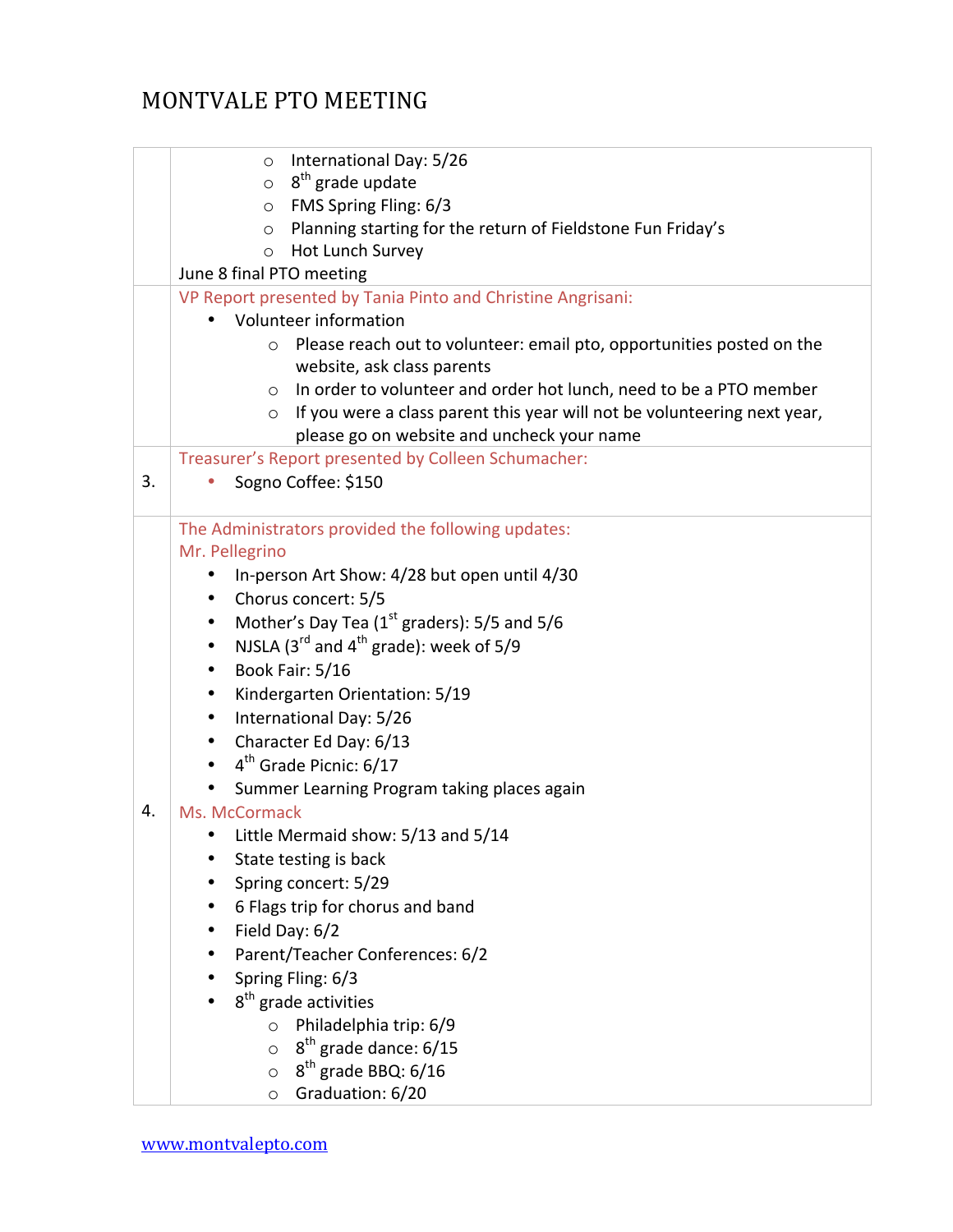# MONTVALE PTO MEETING

| | |
|---|---|
| | ◦ International Day: 5/26<br>◦ 8th grade update<br>◦ FMS Spring Fling: 6/3<br>◦ Planning starting for the return of Fieldstone Fun Friday's<br>◦ Hot Lunch Survey<br>June 8 final PTO meeting |
| | VP Report presented by Tania Pinto and Christine Angrisani:<br>• Volunteer information<br>◦ Please reach out to volunteer: email pto, opportunities posted on the website, ask class parents<br>◦ In order to volunteer and order hot lunch, need to be a PTO member<br>◦ If you were a class parent this year will not be volunteering next year, please go on website and uncheck your name |
| 3. | Treasurer's Report presented by Colleen Schumacher:<br>• Sogno Coffee: $150 |
| 4. | The Administrators provided the following updates:<br>Mr. Pellegrino<br>• In-person Art Show: 4/28 but open until 4/30<br>• Chorus concert: 5/5<br>• Mother's Day Tea (1st graders): 5/5 and 5/6<br>• NJSLA (3rd and 4th grade): week of 5/9<br>• Book Fair: 5/16<br>• Kindergarten Orientation: 5/19<br>• International Day: 5/26<br>• Character Ed Day: 6/13<br>• 4th Grade Picnic: 6/17<br>• Summer Learning Program taking places again<br>Ms. McCormack<br>• Little Mermaid show: 5/13 and 5/14<br>• State testing is back<br>• Spring concert: 5/29<br>• 6 Flags trip for chorus and band<br>• Field Day: 6/2<br>• Parent/Teacher Conferences: 6/2<br>• Spring Fling: 6/3<br>• 8th grade activities<br>◦ Philadelphia trip: 6/9<br>◦ 8th grade dance: 6/15<br>◦ 8th grade BBQ: 6/16<br>◦ Graduation: 6/20 |

www.montvalepto.com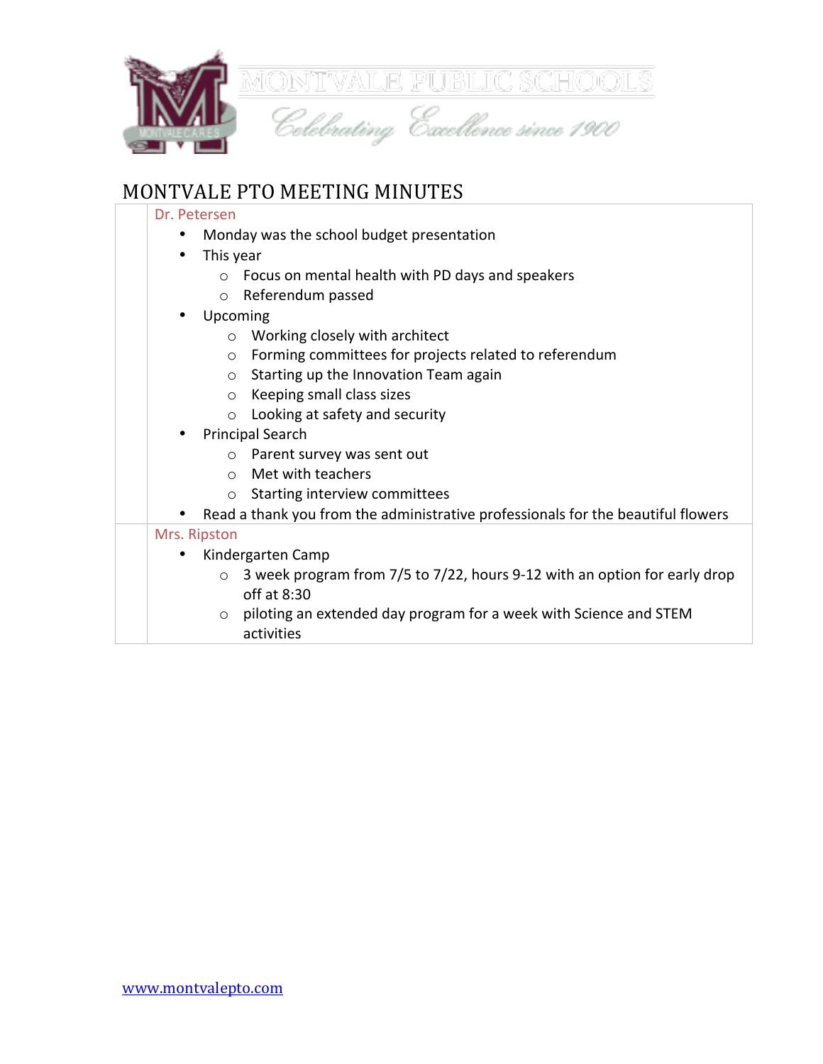# MONTVALE PTO MEETING MINUTES

Dr. Petersen

- Monday was the school budget presentation
- This year
  - Focus on mental health with PD days and speakers
  - Referendum passed
- Upcoming
  - Working closely with architect
  - Forming committees for projects related to referendum
  - Starting up the Innovation Team again
  - Keeping small class sizes
  - Looking at safety and security
- Principal Search
  - Parent survey was sent out
  - Met with teachers
  - Starting interview committees
- Read a thank you from the administrative professionals for the beautiful flowers

Mrs. Ripston

- Kindergarten Camp
  - 3 week program from 7/5 to 7/22, hours 9-12 with an option for early drop off at 8:30
  - piloting an extended day program for a week with Science and STEM activities

www.montvalepto.com